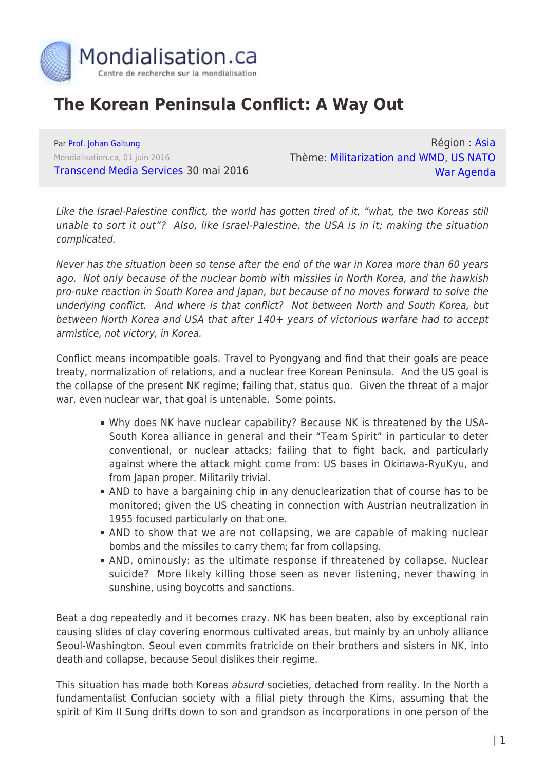# The Korean Peninsula Conflict: A Way Out

Par Prof. Johan Galtung
Mondialisation.ca, 01 juin 2016
Transcend Media Services 30 mai 2016

Région : Asia
Thème: Militarization and WMD, US NATO War Agenda

*Like the Israel-Palestine conflict, the world has gotten tired of it, "what, the two Koreas still unable to sort it out"? Also, like Israel-Palestine, the USA is in it; making the situation complicated.*

*Never has the situation been so tense after the end of the war in Korea more than 60 years ago. Not only because of the nuclear bomb with missiles in North Korea, and the hawkish pro-nuke reaction in South Korea and Japan, but because of no moves forward to solve the underlying conflict. And where is that conflict? Not between North and South Korea, but between North Korea and USA that after 140+ years of victorious warfare had to accept armistice, not victory, in Korea.*

Conflict means incompatible goals. Travel to Pyongyang and find that their goals are peace treaty, normalization of relations, and a nuclear free Korean Peninsula. And the US goal is the collapse of the present NK regime; failing that, status quo. Given the threat of a major war, even nuclear war, that goal is untenable. Some points.

- Why does NK have nuclear capability? Because NK is threatened by the USA-South Korea alliance in general and their "Team Spirit" in particular to deter conventional, or nuclear attacks; failing that to fight back, and particularly against where the attack might come from: US bases in Okinawa-RyuKyu, and from Japan proper. Militarily trivial.
- AND to have a bargaining chip in any denuclearization that of course has to be monitored; given the US cheating in connection with Austrian neutralization in 1955 focused particularly on that one.
- AND to show that we are not collapsing, we are capable of making nuclear bombs and the missiles to carry them; far from collapsing.
- AND, ominously: as the ultimate response if threatened by collapse. Nuclear suicide? More likely killing those seen as never listening, never thawing in sunshine, using boycotts and sanctions.

Beat a dog repeatedly and it becomes crazy. NK has been beaten, also by exceptional rain causing slides of clay covering enormous cultivated areas, but mainly by an unholy alliance Seoul-Washington. Seoul even commits fratricide on their brothers and sisters in NK, into death and collapse, because Seoul dislikes their regime.

This situation has made both Koreas *absurd* societies, detached from reality. In the North a fundamentalist Confucian society with a filial piety through the Kims, assuming that the spirit of Kim Il Sung drifts down to son and grandson as incorporations in one person of the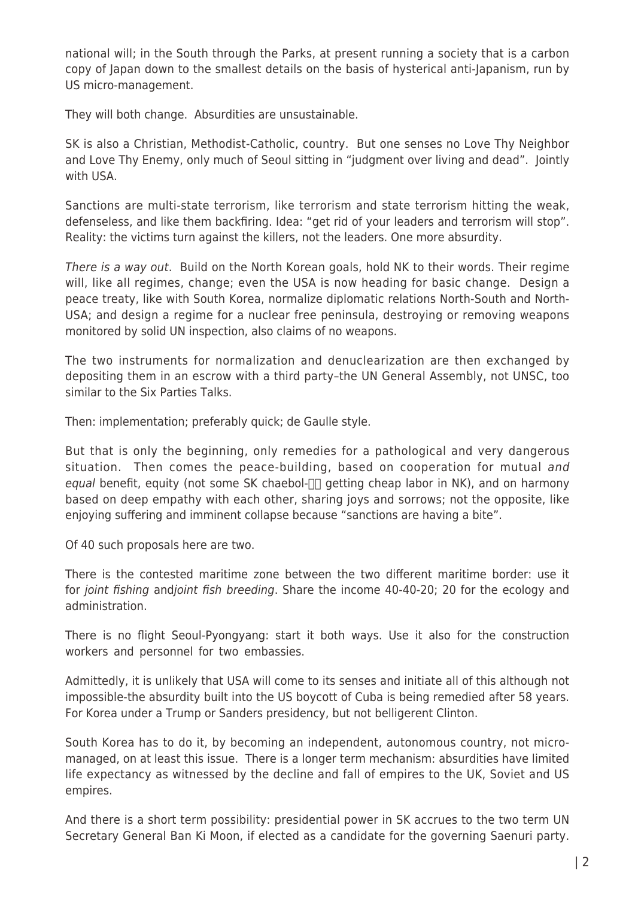national will; in the South through the Parks, at present running a society that is a carbon copy of Japan down to the smallest details on the basis of hysterical anti-Japanism, run by US micro-management.

They will both change. Absurdities are unsustainable.

SK is also a Christian, Methodist-Catholic, country. But one senses no Love Thy Neighbor and Love Thy Enemy, only much of Seoul sitting in "judgment over living and dead". Jointly with USA.

Sanctions are multi-state terrorism, like terrorism and state terrorism hitting the weak, defenseless, and like them backfiring. Idea: "get rid of your leaders and terrorism will stop". Reality: the victims turn against the killers, not the leaders. One more absurdity.

*There is a way out*. Build on the North Korean goals, hold NK to their words. Their regime will, like all regimes, change; even the USA is now heading for basic change. Design a peace treaty, like with South Korea, normalize diplomatic relations North-South and North-USA; and design a regime for a nuclear free peninsula, destroying or removing weapons monitored by solid UN inspection, also claims of no weapons.

The two instruments for normalization and denuclearization are then exchanged by depositing them in an escrow with a third party–the UN General Assembly, not UNSC, too similar to the Six Parties Talks.

Then: implementation; preferably quick; de Gaulle style.

But that is only the beginning, only remedies for a pathological and very dangerous situation. Then comes the peace-building, based on cooperation for mutual *and equal* benefit, equity (not some SK chaebol-□□ getting cheap labor in NK), and on harmony based on deep empathy with each other, sharing joys and sorrows; not the opposite, like enjoying suffering and imminent collapse because "sanctions are having a bite".

Of 40 such proposals here are two.

There is the contested maritime zone between the two different maritime border: use it for *joint fishing* and*joint fish breeding*. Share the income 40-40-20; 20 for the ecology and administration.

There is no flight Seoul-Pyongyang: start it both ways. Use it also for the construction workers and personnel for two embassies.

Admittedly, it is unlikely that USA will come to its senses and initiate all of this although not impossible-the absurdity built into the US boycott of Cuba is being remedied after 58 years. For Korea under a Trump or Sanders presidency, but not belligerent Clinton.

South Korea has to do it, by becoming an independent, autonomous country, not micro-managed, on at least this issue. There is a longer term mechanism: absurdities have limited life expectancy as witnessed by the decline and fall of empires to the UK, Soviet and US empires.

And there is a short term possibility: presidential power in SK accrues to the two term UN Secretary General Ban Ki Moon, if elected as a candidate for the governing Saenuri party.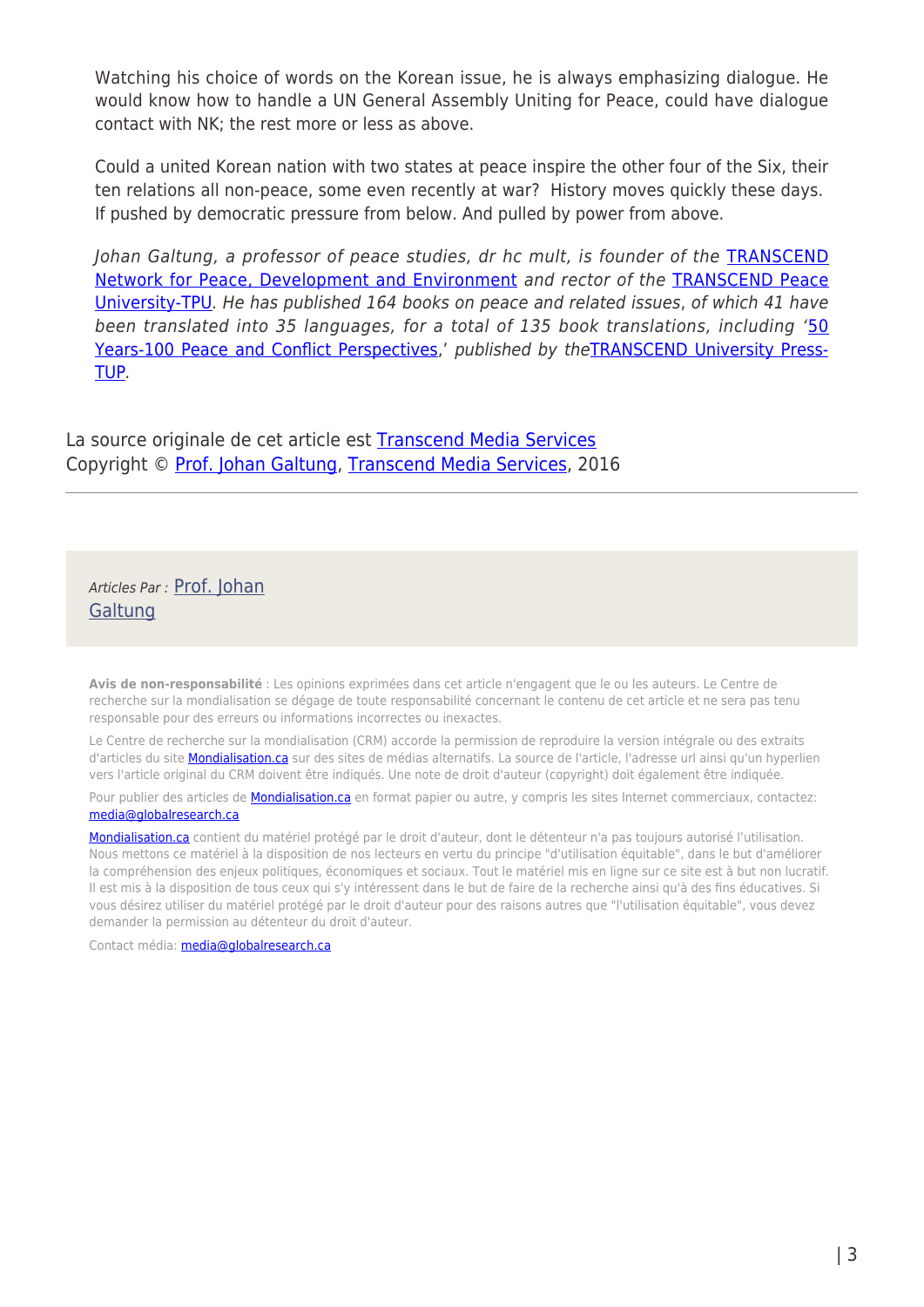Watching his choice of words on the Korean issue, he is always emphasizing dialogue. He would know how to handle a UN General Assembly Uniting for Peace, could have dialogue contact with NK; the rest more or less as above.

Could a united Korean nation with two states at peace inspire the other four of the Six, their ten relations all non-peace, some even recently at war? History moves quickly these days. If pushed by democratic pressure from below. And pulled by power from above.

*Johan Galtung, a professor of peace studies, dr hc mult, is founder of the* TRANSCEND Network for Peace, Development and Environment *and rector of the* TRANSCEND Peace University-TPU*. He has published 164 books on peace and related issues, of which 41 have been translated into 35 languages, for a total of 135 book translations, including '*50 Years-100 Peace and Conflict Perspectives*,' published by the*TRANSCEND University Press-TUP.

La source originale de cet article est Transcend Media Services
Copyright © Prof. Johan Galtung, Transcend Media Services, 2016

---

*Articles Par :* Prof. Johan Galtung

**Avis de non-responsabilité** : Les opinions exprimées dans cet article n'engagent que le ou les auteurs. Le Centre de recherche sur la mondialisation se dégage de toute responsabilité concernant le contenu de cet article et ne sera pas tenu responsable pour des erreurs ou informations incorrectes ou inexactes.

Le Centre de recherche sur la mondialisation (CRM) accorde la permission de reproduire la version intégrale ou des extraits d'articles du site Mondialisation.ca sur des sites de médias alternatifs. La source de l'article, l'adresse url ainsi qu'un hyperlien vers l'article original du CRM doivent être indiqués. Une note de droit d'auteur (copyright) doit également être indiquée.

Pour publier des articles de Mondialisation.ca en format papier ou autre, y compris les sites Internet commerciaux, contactez: media@globalresearch.ca

Mondialisation.ca contient du matériel protégé par le droit d'auteur, dont le détenteur n'a pas toujours autorisé l'utilisation. Nous mettons ce matériel à la disposition de nos lecteurs en vertu du principe "d'utilisation équitable", dans le but d'améliorer la compréhension des enjeux politiques, économiques et sociaux. Tout le matériel mis en ligne sur ce site est à but non lucratif. Il est mis à la disposition de tous ceux qui s'y intéressent dans le but de faire de la recherche ainsi qu'à des fins éducatives. Si vous désirez utiliser du matériel protégé par le droit d'auteur pour des raisons autres que "l'utilisation équitable", vous devez demander la permission au détenteur du droit d'auteur.

Contact média: media@globalresearch.ca